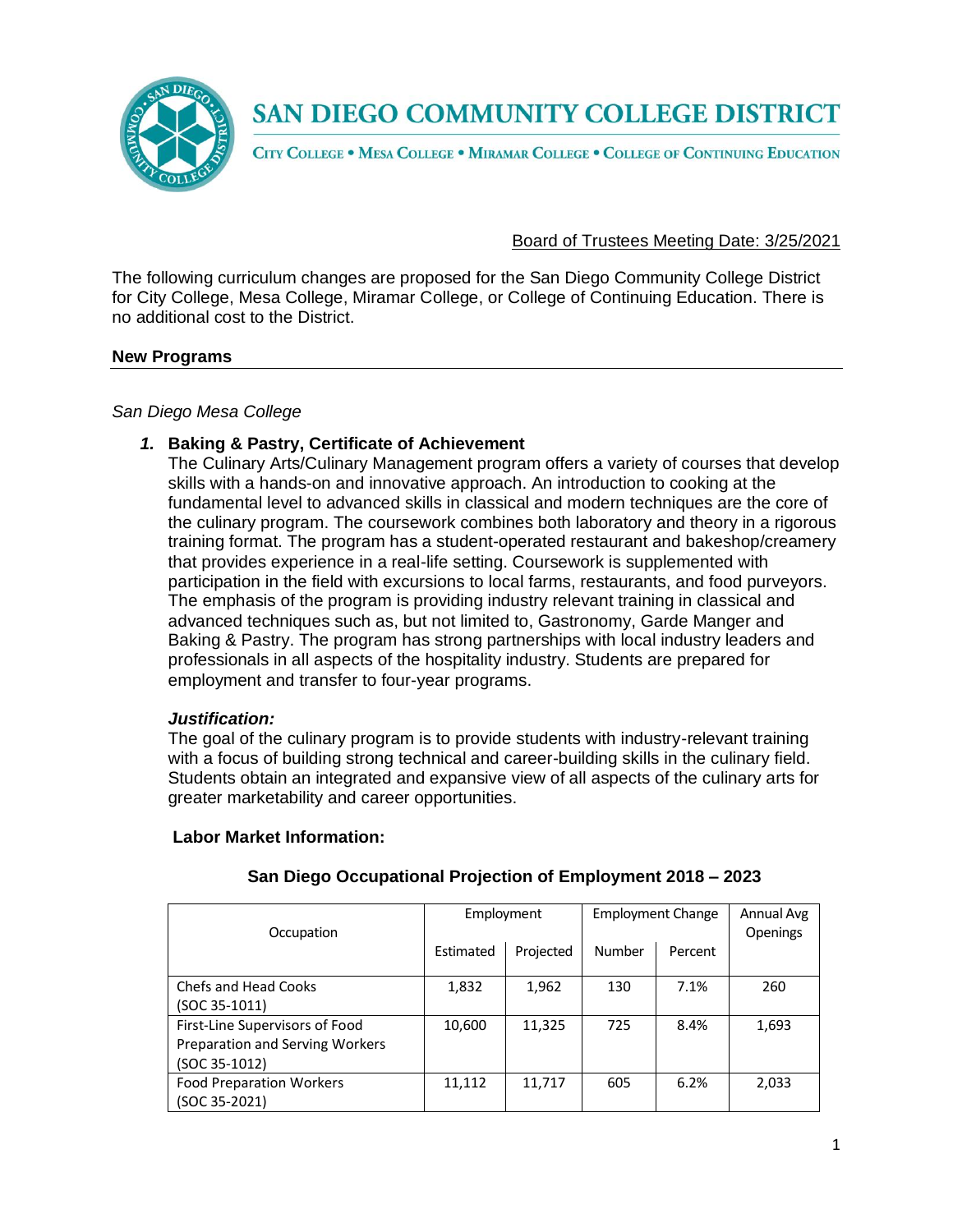# SAN DIEGO COMMUNITY COLLEGE DISTRICT

City College • Mesa College • Miramar College • College of Continuing Education

Board of Trustees Meeting Date: 3/25/2021

The following curriculum changes are proposed for the San Diego Community College District for City College, Mesa College, Miramar College, or College of Continuing Education. There is no additional cost to the District.

## New Programs

*San Diego Mesa College*

1. **Baking & Pastry, Certificate of Achievement**
   The Culinary Arts/Culinary Management program offers a variety of courses that develop skills with a hands-on and innovative approach. An introduction to cooking at the fundamental level to advanced skills in classical and modern techniques are the core of the culinary program. The coursework combines both laboratory and theory in a rigorous training format. The program has a student-operated restaurant and bakeshop/creamery that provides experience in a real-life setting. Coursework is supplemented with participation in the field with excursions to local farms, restaurants, and food purveyors. The emphasis of the program is providing industry relevant training in classical and advanced techniques such as, but not limited to, Gastronomy, Garde Manger and Baking & Pastry. The program has strong partnerships with local industry leaders and professionals in all aspects of the hospitality industry. Students are prepared for employment and transfer to four-year programs.

   ***Justification:***
   The goal of the culinary program is to provide students with industry-relevant training with a focus of building strong technical and career-building skills in the culinary field. Students obtain an integrated and expansive view of all aspects of the culinary arts for greater marketability and career opportunities.

   **Labor Market Information:**

   **San Diego Occupational Projection of Employment 2018 – 2023**

| Occupation | Employment | | Employment Change | | Annual Avg Openings |
|---|---|---|---|---|---|
| | Estimated | Projected | Number | Percent | |
| Chefs and Head Cooks (SOC 35-1011) | 1,832 | 1,962 | 130 | 7.1% | 260 |
| First-Line Supervisors of Food Preparation and Serving Workers (SOC 35-1012) | 10,600 | 11,325 | 725 | 8.4% | 1,693 |
| Food Preparation Workers (SOC 35-2021) | 11,112 | 11,717 | 605 | 6.2% | 2,033 |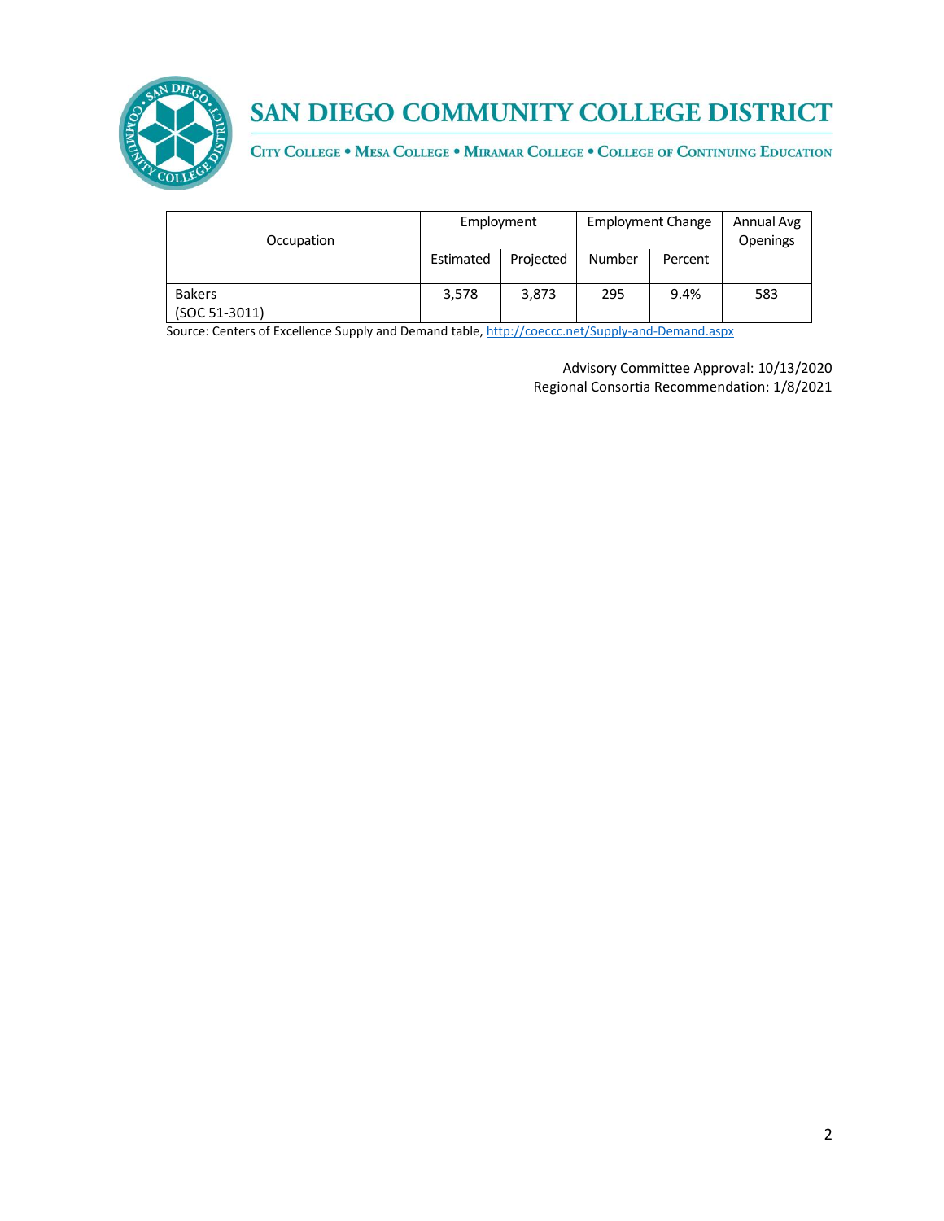| Occupation | Employment | | Employment Change | | Annual Avg Openings |
|---|---|---|---|---|---|
| | Estimated | Projected | Number | Percent | |
| Bakers (SOC 51-3011) | 3,578 | 3,873 | 295 | 9.4% | 583 |

Source: Centers of Excellence Supply and Demand table, http://coeccc.net/Supply-and-Demand.aspx

Advisory Committee Approval: 10/13/2020
Regional Consortia Recommendation: 1/8/2021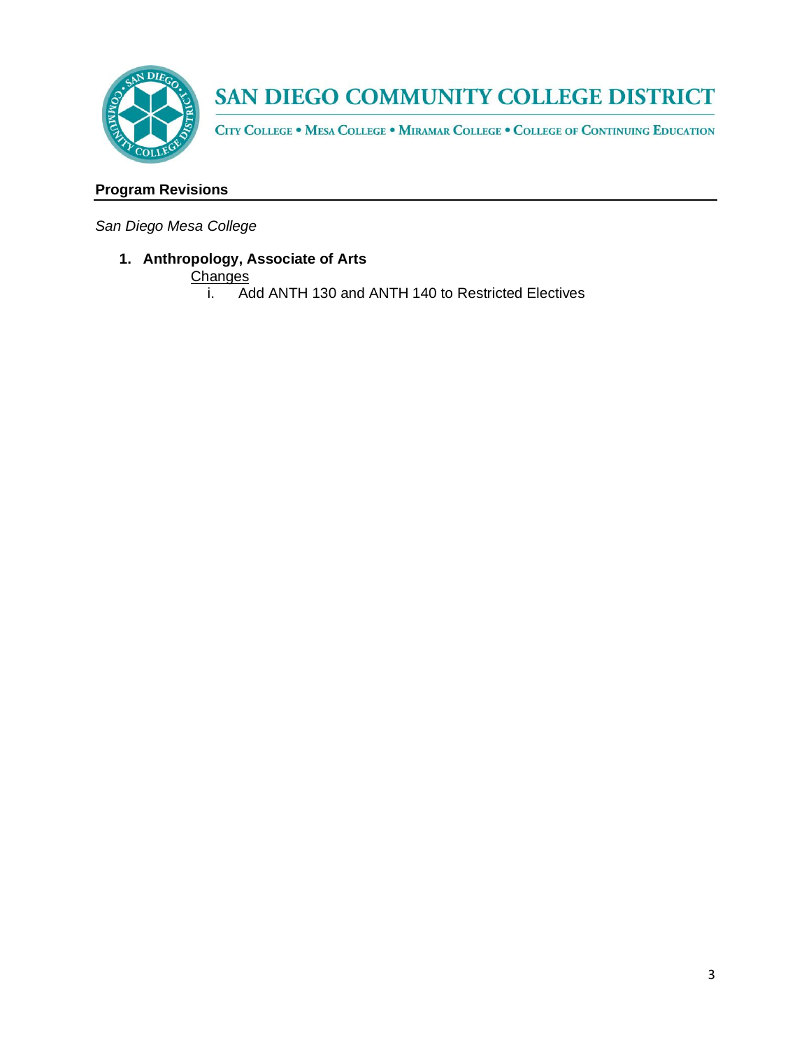# SAN DIEGO COMMUNITY COLLEGE DISTRICT

CITY COLLEGE • MESA COLLEGE • MIRAMAR COLLEGE • COLLEGE OF CONTINUING EDUCATION

## Program Revisions

*San Diego Mesa College*

1. **Anthropology, Associate of Arts**

   Changes

   i. Add ANTH 130 and ANTH 140 to Restricted Electives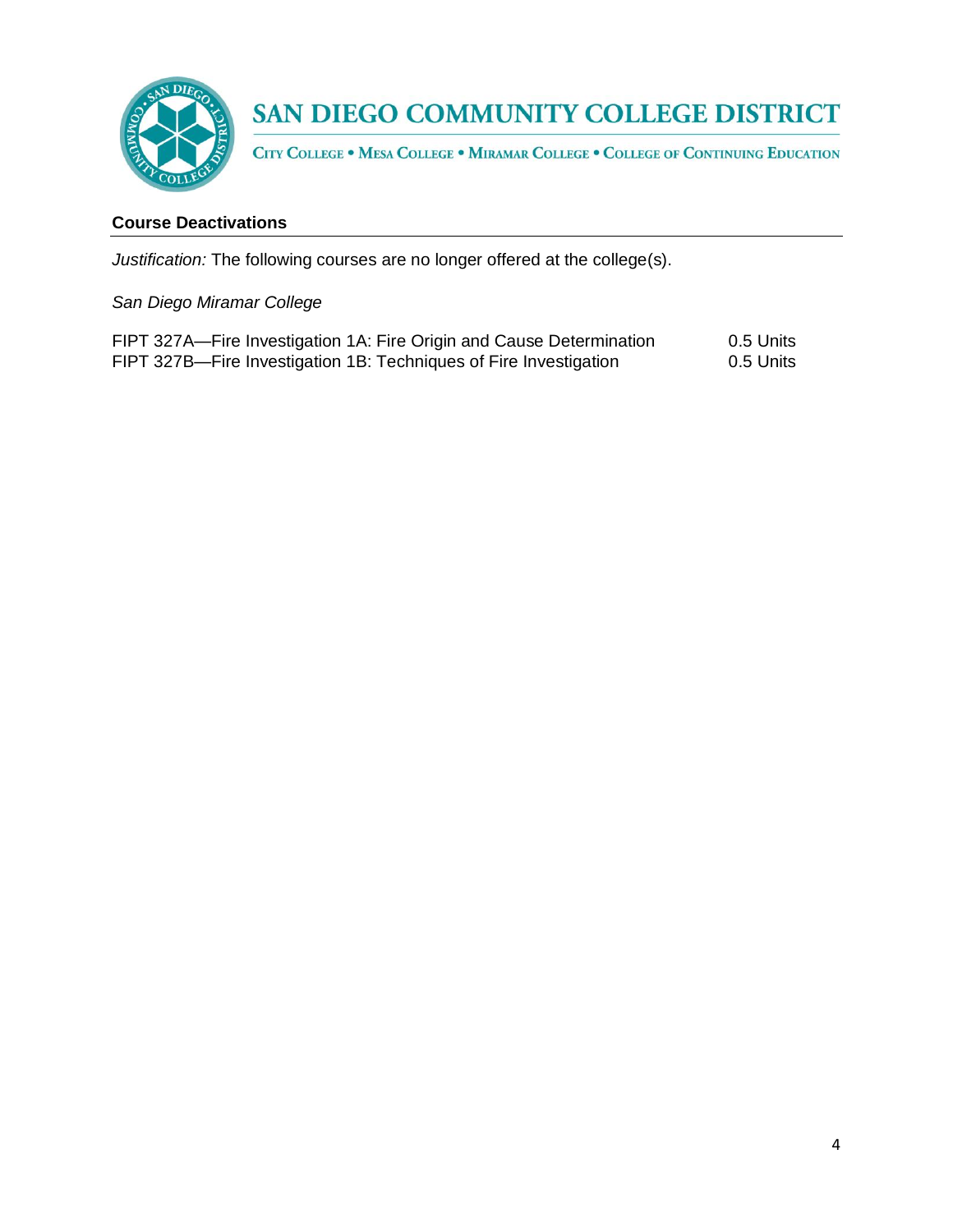# SAN DIEGO COMMUNITY COLLEGE DISTRICT

CITY COLLEGE • MESA COLLEGE • MIRAMAR COLLEGE • COLLEGE OF CONTINUING EDUCATION

## Course Deactivations

*Justification:* The following courses are no longer offered at the college(s).

*San Diego Miramar College*

| | |
|---|---|
| FIPT 327A—Fire Investigation 1A: Fire Origin and Cause Determination | 0.5 Units |
| FIPT 327B—Fire Investigation 1B: Techniques of Fire Investigation | 0.5 Units |